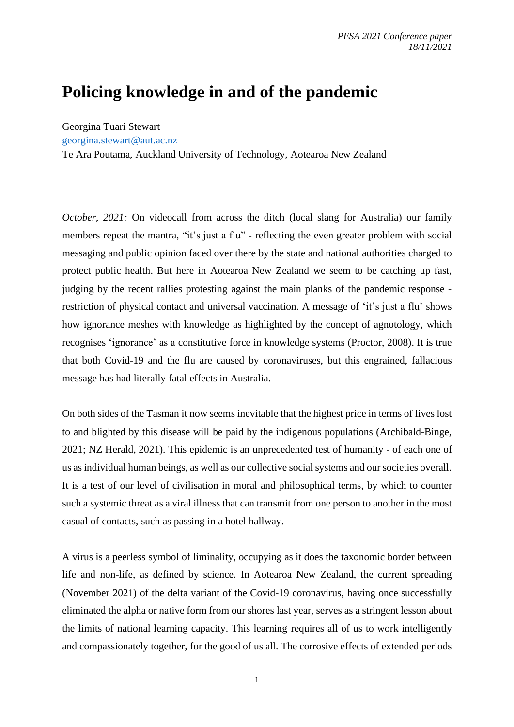*PESA 2021 Conference paper*
*18/11/2021*

# Policing knowledge in and of the pandemic

Georgina Tuari Stewart
georgina.stewart@aut.ac.nz
Te Ara Poutama, Auckland University of Technology, Aotearoa New Zealand

*October, 2021:* On videocall from across the ditch (local slang for Australia) our family members repeat the mantra, "it's just a flu" - reflecting the even greater problem with social messaging and public opinion faced over there by the state and national authorities charged to protect public health. But here in Aotearoa New Zealand we seem to be catching up fast, judging by the recent rallies protesting against the main planks of the pandemic response - restriction of physical contact and universal vaccination. A message of 'it's just a flu' shows how ignorance meshes with knowledge as highlighted by the concept of agnotology, which recognises 'ignorance' as a constitutive force in knowledge systems (Proctor, 2008). It is true that both Covid-19 and the flu are caused by coronaviruses, but this engrained, fallacious message has had literally fatal effects in Australia.

On both sides of the Tasman it now seems inevitable that the highest price in terms of lives lost to and blighted by this disease will be paid by the indigenous populations (Archibald-Binge, 2021; NZ Herald, 2021). This epidemic is an unprecedented test of humanity - of each one of us as individual human beings, as well as our collective social systems and our societies overall. It is a test of our level of civilisation in moral and philosophical terms, by which to counter such a systemic threat as a viral illness that can transmit from one person to another in the most casual of contacts, such as passing in a hotel hallway.

A virus is a peerless symbol of liminality, occupying as it does the taxonomic border between life and non-life, as defined by science. In Aotearoa New Zealand, the current spreading (November 2021) of the delta variant of the Covid-19 coronavirus, having once successfully eliminated the alpha or native form from our shores last year, serves as a stringent lesson about the limits of national learning capacity. This learning requires all of us to work intelligently and compassionately together, for the good of us all. The corrosive effects of extended periods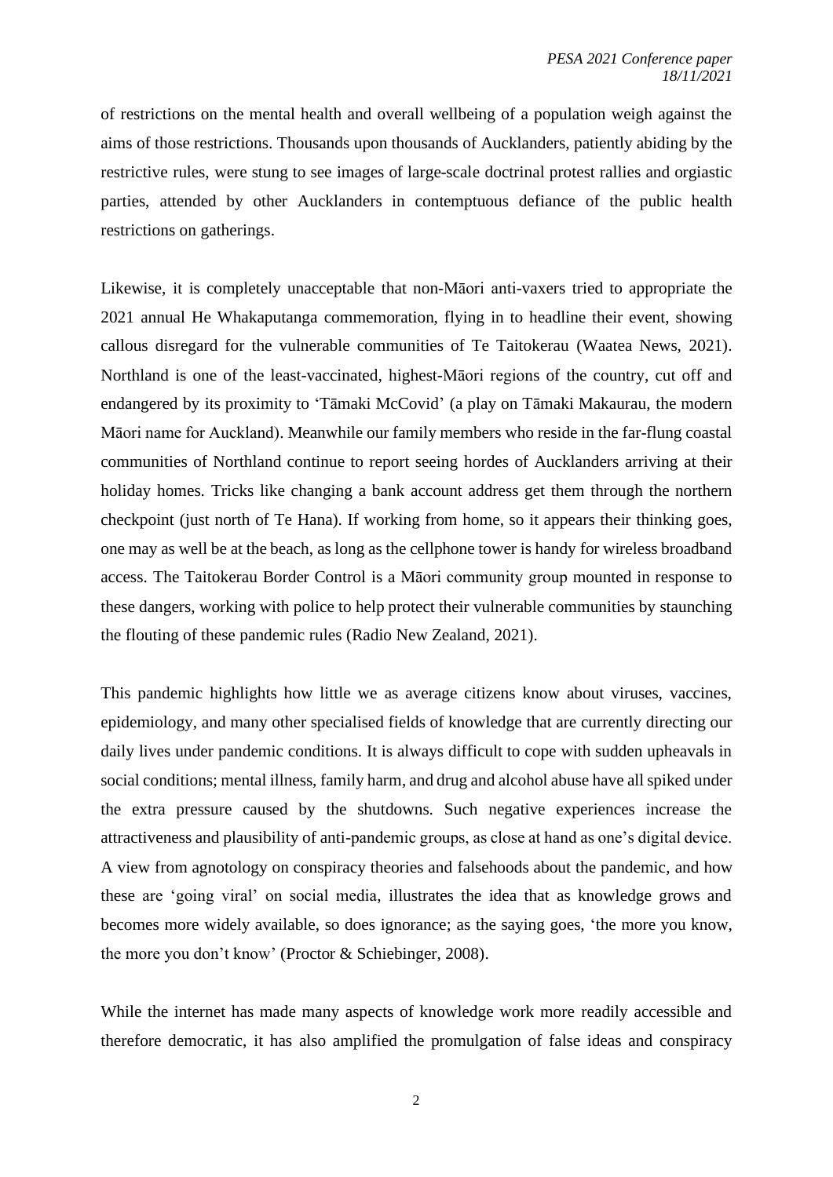of restrictions on the mental health and overall wellbeing of a population weigh against the aims of those restrictions. Thousands upon thousands of Aucklanders, patiently abiding by the restrictive rules, were stung to see images of large-scale doctrinal protest rallies and orgiastic parties, attended by other Aucklanders in contemptuous defiance of the public health restrictions on gatherings.

Likewise, it is completely unacceptable that non-Māori anti-vaxers tried to appropriate the 2021 annual He Whakaputanga commemoration, flying in to headline their event, showing callous disregard for the vulnerable communities of Te Taitokerau (Waatea News, 2021). Northland is one of the least-vaccinated, highest-Māori regions of the country, cut off and endangered by its proximity to 'Tāmaki McCovid' (a play on Tāmaki Makaurau, the modern Māori name for Auckland). Meanwhile our family members who reside in the far-flung coastal communities of Northland continue to report seeing hordes of Aucklanders arriving at their holiday homes. Tricks like changing a bank account address get them through the northern checkpoint (just north of Te Hana). If working from home, so it appears their thinking goes, one may as well be at the beach, as long as the cellphone tower is handy for wireless broadband access. The Taitokerau Border Control is a Māori community group mounted in response to these dangers, working with police to help protect their vulnerable communities by staunching the flouting of these pandemic rules (Radio New Zealand, 2021).

This pandemic highlights how little we as average citizens know about viruses, vaccines, epidemiology, and many other specialised fields of knowledge that are currently directing our daily lives under pandemic conditions. It is always difficult to cope with sudden upheavals in social conditions; mental illness, family harm, and drug and alcohol abuse have all spiked under the extra pressure caused by the shutdowns. Such negative experiences increase the attractiveness and plausibility of anti-pandemic groups, as close at hand as one's digital device. A view from agnotology on conspiracy theories and falsehoods about the pandemic, and how these are 'going viral' on social media, illustrates the idea that as knowledge grows and becomes more widely available, so does ignorance; as the saying goes, 'the more you know, the more you don't know' (Proctor & Schiebinger, 2008).

While the internet has made many aspects of knowledge work more readily accessible and therefore democratic, it has also amplified the promulgation of false ideas and conspiracy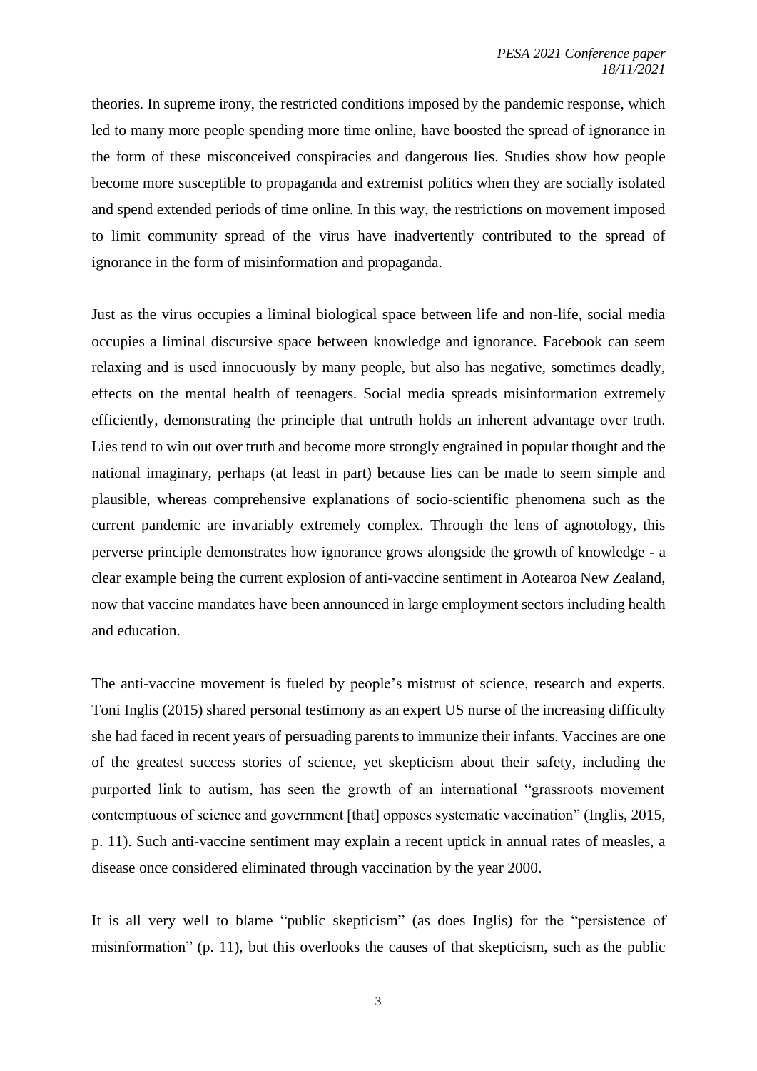theories. In supreme irony, the restricted conditions imposed by the pandemic response, which led to many more people spending more time online, have boosted the spread of ignorance in the form of these misconceived conspiracies and dangerous lies. Studies show how people become more susceptible to propaganda and extremist politics when they are socially isolated and spend extended periods of time online. In this way, the restrictions on movement imposed to limit community spread of the virus have inadvertently contributed to the spread of ignorance in the form of misinformation and propaganda.

Just as the virus occupies a liminal biological space between life and non-life, social media occupies a liminal discursive space between knowledge and ignorance. Facebook can seem relaxing and is used innocuously by many people, but also has negative, sometimes deadly, effects on the mental health of teenagers. Social media spreads misinformation extremely efficiently, demonstrating the principle that untruth holds an inherent advantage over truth. Lies tend to win out over truth and become more strongly engrained in popular thought and the national imaginary, perhaps (at least in part) because lies can be made to seem simple and plausible, whereas comprehensive explanations of socio-scientific phenomena such as the current pandemic are invariably extremely complex. Through the lens of agnotology, this perverse principle demonstrates how ignorance grows alongside the growth of knowledge - a clear example being the current explosion of anti-vaccine sentiment in Aotearoa New Zealand, now that vaccine mandates have been announced in large employment sectors including health and education.

The anti-vaccine movement is fueled by people's mistrust of science, research and experts. Toni Inglis (2015) shared personal testimony as an expert US nurse of the increasing difficulty she had faced in recent years of persuading parents to immunize their infants. Vaccines are one of the greatest success stories of science, yet skepticism about their safety, including the purported link to autism, has seen the growth of an international "grassroots movement contemptuous of science and government [that] opposes systematic vaccination" (Inglis, 2015, p. 11). Such anti-vaccine sentiment may explain a recent uptick in annual rates of measles, a disease once considered eliminated through vaccination by the year 2000.

It is all very well to blame "public skepticism" (as does Inglis) for the "persistence of misinformation" (p. 11), but this overlooks the causes of that skepticism, such as the public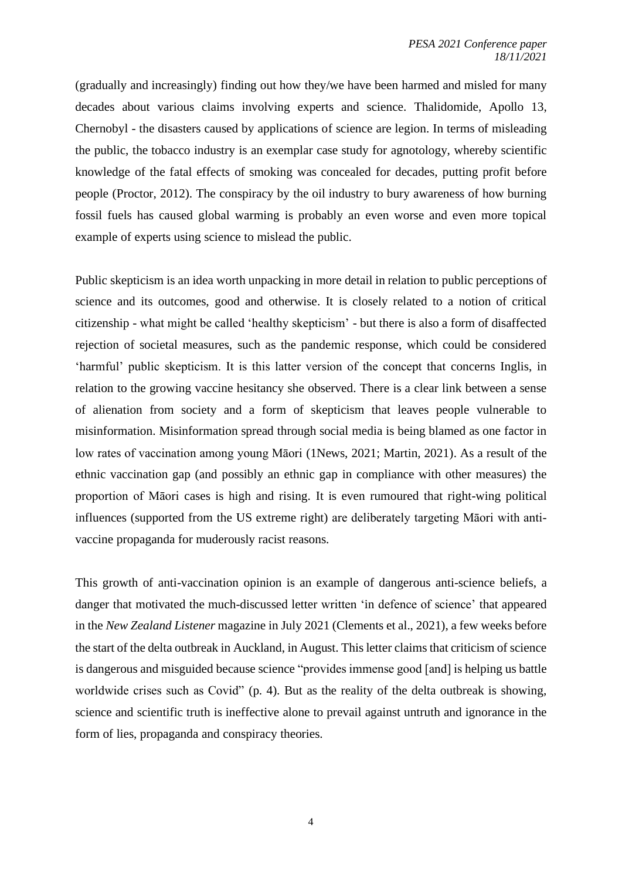(gradually and increasingly) finding out how they/we have been harmed and misled for many decades about various claims involving experts and science. Thalidomide, Apollo 13, Chernobyl - the disasters caused by applications of science are legion. In terms of misleading the public, the tobacco industry is an exemplar case study for agnotology, whereby scientific knowledge of the fatal effects of smoking was concealed for decades, putting profit before people (Proctor, 2012). The conspiracy by the oil industry to bury awareness of how burning fossil fuels has caused global warming is probably an even worse and even more topical example of experts using science to mislead the public.

Public skepticism is an idea worth unpacking in more detail in relation to public perceptions of science and its outcomes, good and otherwise. It is closely related to a notion of critical citizenship - what might be called 'healthy skepticism' - but there is also a form of disaffected rejection of societal measures, such as the pandemic response, which could be considered 'harmful' public skepticism. It is this latter version of the concept that concerns Inglis, in relation to the growing vaccine hesitancy she observed. There is a clear link between a sense of alienation from society and a form of skepticism that leaves people vulnerable to misinformation. Misinformation spread through social media is being blamed as one factor in low rates of vaccination among young Māori (1News, 2021; Martin, 2021). As a result of the ethnic vaccination gap (and possibly an ethnic gap in compliance with other measures) the proportion of Māori cases is high and rising. It is even rumoured that right-wing political influences (supported from the US extreme right) are deliberately targeting Māori with anti-vaccine propaganda for muderously racist reasons.

This growth of anti-vaccination opinion is an example of dangerous anti-science beliefs, a danger that motivated the much-discussed letter written 'in defence of science' that appeared in the *New Zealand Listener* magazine in July 2021 (Clements et al., 2021), a few weeks before the start of the delta outbreak in Auckland, in August. This letter claims that criticism of science is dangerous and misguided because science "provides immense good [and] is helping us battle worldwide crises such as Covid" (p. 4). But as the reality of the delta outbreak is showing, science and scientific truth is ineffective alone to prevail against untruth and ignorance in the form of lies, propaganda and conspiracy theories.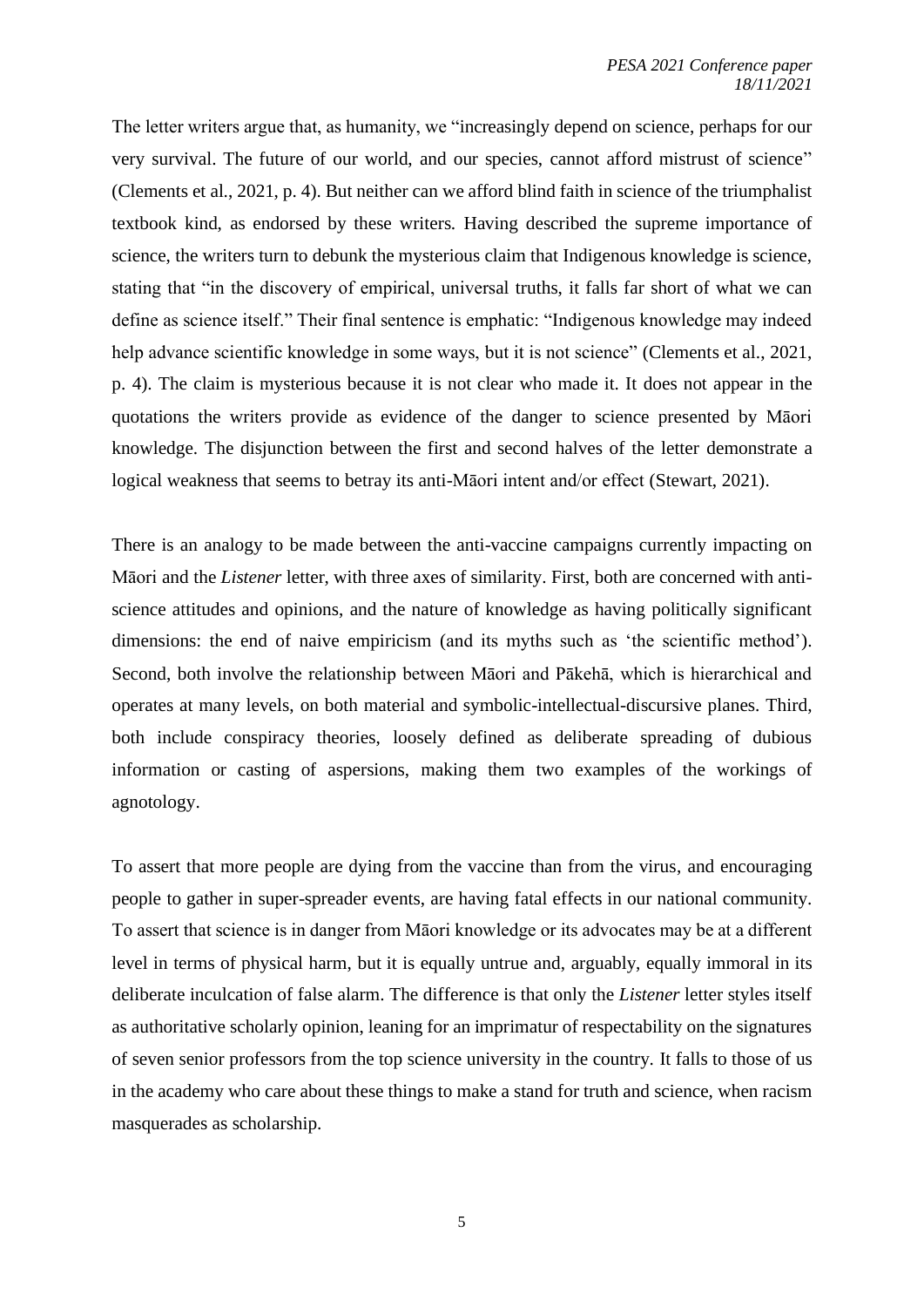The letter writers argue that, as humanity, we "increasingly depend on science, perhaps for our very survival. The future of our world, and our species, cannot afford mistrust of science" (Clements et al., 2021, p. 4). But neither can we afford blind faith in science of the triumphalist textbook kind, as endorsed by these writers. Having described the supreme importance of science, the writers turn to debunk the mysterious claim that Indigenous knowledge is science, stating that "in the discovery of empirical, universal truths, it falls far short of what we can define as science itself." Their final sentence is emphatic: "Indigenous knowledge may indeed help advance scientific knowledge in some ways, but it is not science" (Clements et al., 2021, p. 4). The claim is mysterious because it is not clear who made it. It does not appear in the quotations the writers provide as evidence of the danger to science presented by Māori knowledge. The disjunction between the first and second halves of the letter demonstrate a logical weakness that seems to betray its anti-Māori intent and/or effect (Stewart, 2021).

There is an analogy to be made between the anti-vaccine campaigns currently impacting on Māori and the *Listener* letter, with three axes of similarity. First, both are concerned with anti-science attitudes and opinions, and the nature of knowledge as having politically significant dimensions: the end of naive empiricism (and its myths such as 'the scientific method'). Second, both involve the relationship between Māori and Pākehā, which is hierarchical and operates at many levels, on both material and symbolic-intellectual-discursive planes. Third, both include conspiracy theories, loosely defined as deliberate spreading of dubious information or casting of aspersions, making them two examples of the workings of agnotology.

To assert that more people are dying from the vaccine than from the virus, and encouraging people to gather in super-spreader events, are having fatal effects in our national community. To assert that science is in danger from Māori knowledge or its advocates may be at a different level in terms of physical harm, but it is equally untrue and, arguably, equally immoral in its deliberate inculcation of false alarm. The difference is that only the *Listener* letter styles itself as authoritative scholarly opinion, leaning for an imprimatur of respectability on the signatures of seven senior professors from the top science university in the country. It falls to those of us in the academy who care about these things to make a stand for truth and science, when racism masquerades as scholarship.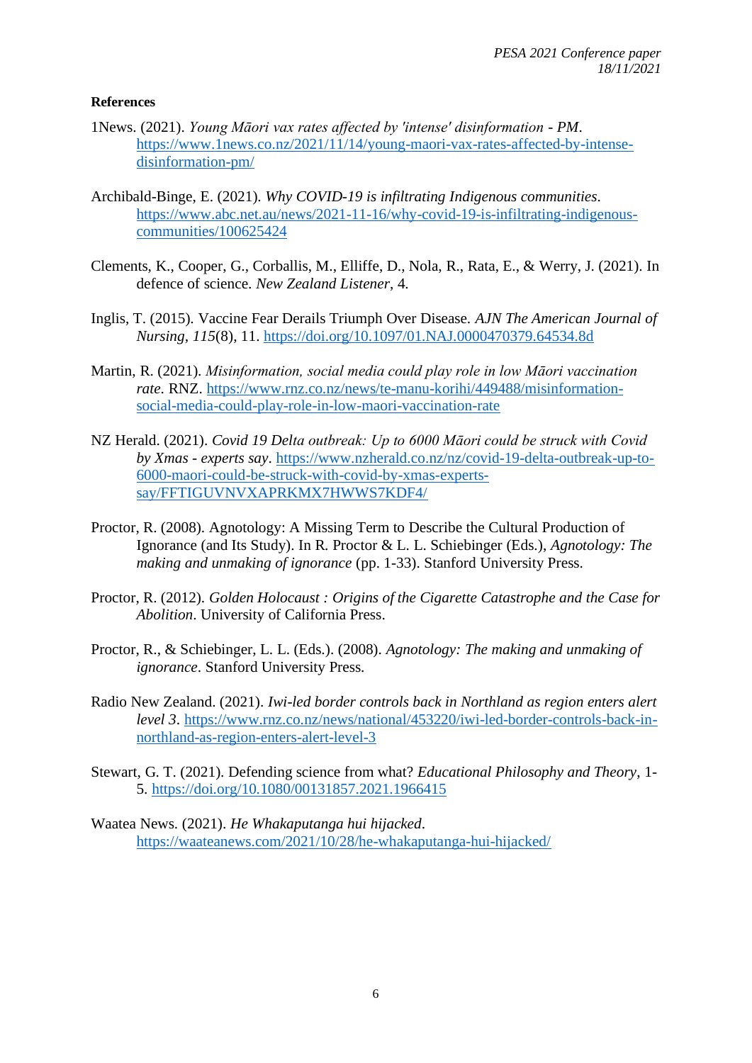**References**

1News. (2021). *Young Māori vax rates affected by 'intense' disinformation - PM*. https://www.1news.co.nz/2021/11/14/young-maori-vax-rates-affected-by-intense-disinformation-pm/

Archibald-Binge, E. (2021). *Why COVID-19 is infiltrating Indigenous communities*. https://www.abc.net.au/news/2021-11-16/why-covid-19-is-infiltrating-indigenous-communities/100625424

Clements, K., Cooper, G., Corballis, M., Elliffe, D., Nola, R., Rata, E., & Werry, J. (2021). In defence of science. *New Zealand Listener*, 4.

Inglis, T. (2015). Vaccine Fear Derails Triumph Over Disease. *AJN The American Journal of Nursing*, *115*(8), 11. https://doi.org/10.1097/01.NAJ.0000470379.64534.8d

Martin, R. (2021). *Misinformation, social media could play role in low Māori vaccination rate*. RNZ. https://www.rnz.co.nz/news/te-manu-korihi/449488/misinformation-social-media-could-play-role-in-low-maori-vaccination-rate

NZ Herald. (2021). *Covid 19 Delta outbreak: Up to 6000 Māori could be struck with Covid by Xmas - experts say*. https://www.nzherald.co.nz/nz/covid-19-delta-outbreak-up-to-6000-maori-could-be-struck-with-covid-by-xmas-experts-say/FFTIGUVNVXAPRKMX7HWWS7KDF4/

Proctor, R. (2008). Agnotology: A Missing Term to Describe the Cultural Production of Ignorance (and Its Study). In R. Proctor & L. L. Schiebinger (Eds.), *Agnotology: The making and unmaking of ignorance* (pp. 1-33). Stanford University Press.

Proctor, R. (2012). *Golden Holocaust : Origins of the Cigarette Catastrophe and the Case for Abolition*. University of California Press.

Proctor, R., & Schiebinger, L. L. (Eds.). (2008). *Agnotology: The making and unmaking of ignorance*. Stanford University Press.

Radio New Zealand. (2021). *Iwi-led border controls back in Northland as region enters alert level 3*. https://www.rnz.co.nz/news/national/453220/iwi-led-border-controls-back-in-northland-as-region-enters-alert-level-3

Stewart, G. T. (2021). Defending science from what? *Educational Philosophy and Theory*, 1-5. https://doi.org/10.1080/00131857.2021.1966415

Waatea News. (2021). *He Whakaputanga hui hijacked*. https://waateanews.com/2021/10/28/he-whakaputanga-hui-hijacked/